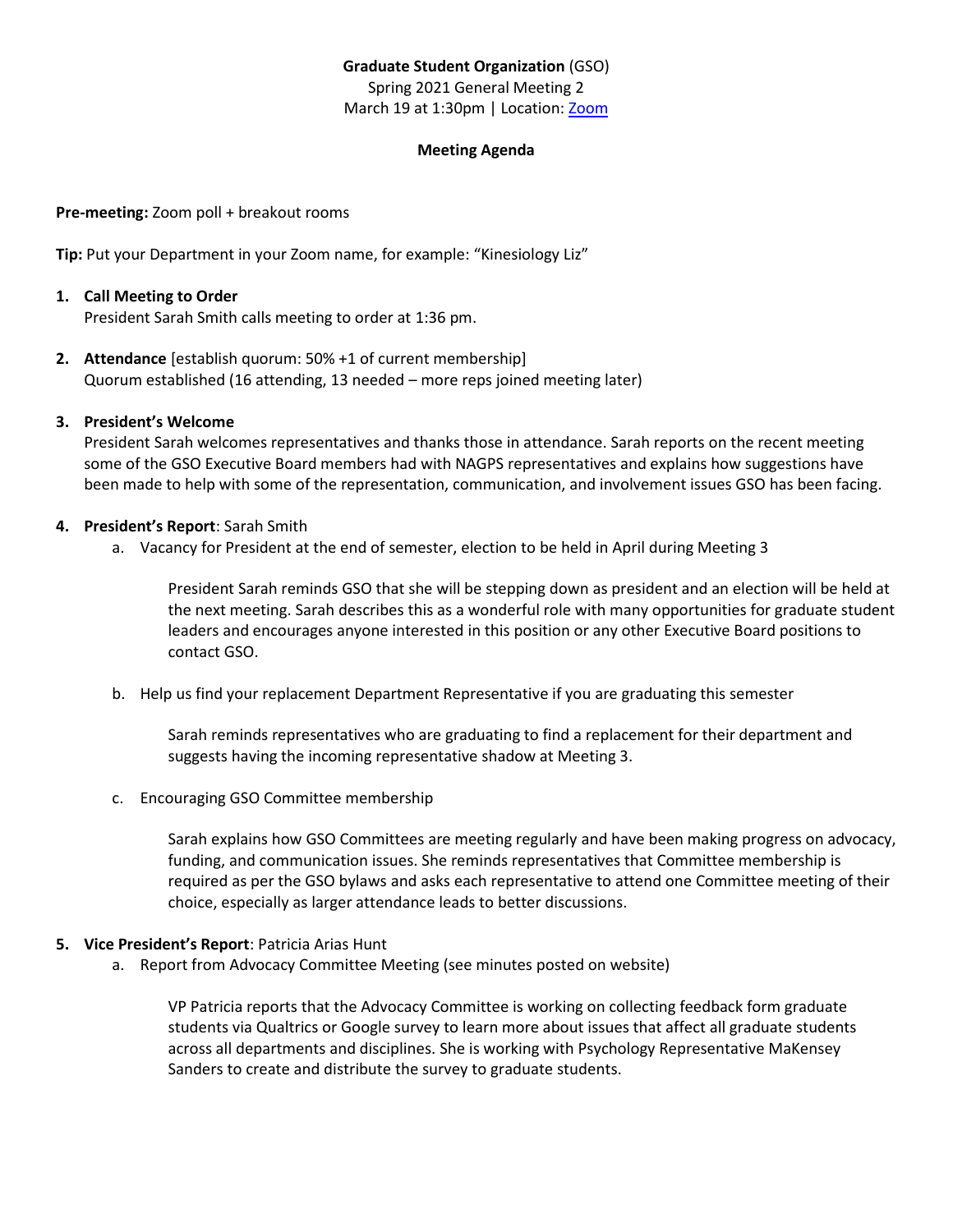**Graduate Student Organization** (GSO)
Spring 2021 General Meeting 2
March 19 at 1:30pm | Location: Zoom

**Meeting Agenda**

**Pre-meeting:** Zoom poll + breakout rooms

**Tip:** Put your Department in your Zoom name, for example: "Kinesiology Liz"

1. **Call Meeting to Order**
   President Sarah Smith calls meeting to order at 1:36 pm.

2. **Attendance** [establish quorum: 50% +1 of current membership]
   Quorum established (16 attending, 13 needed – more reps joined meeting later)

3. **President's Welcome**
   President Sarah welcomes representatives and thanks those in attendance. Sarah reports on the recent meeting some of the GSO Executive Board members had with NAGPS representatives and explains how suggestions have been made to help with some of the representation, communication, and involvement issues GSO has been facing.

4. **President's Report**: Sarah Smith
   a. Vacancy for President at the end of semester, election to be held in April during Meeting 3

      President Sarah reminds GSO that she will be stepping down as president and an election will be held at the next meeting. Sarah describes this as a wonderful role with many opportunities for graduate student leaders and encourages anyone interested in this position or any other Executive Board positions to contact GSO.

   b. Help us find your replacement Department Representative if you are graduating this semester

      Sarah reminds representatives who are graduating to find a replacement for their department and suggests having the incoming representative shadow at Meeting 3.

   c. Encouraging GSO Committee membership

      Sarah explains how GSO Committees are meeting regularly and have been making progress on advocacy, funding, and communication issues. She reminds representatives that Committee membership is required as per the GSO bylaws and asks each representative to attend one Committee meeting of their choice, especially as larger attendance leads to better discussions.

5. **Vice President's Report**: Patricia Arias Hunt
   a. Report from Advocacy Committee Meeting (see minutes posted on website)

      VP Patricia reports that the Advocacy Committee is working on collecting feedback form graduate students via Qualtrics or Google survey to learn more about issues that affect all graduate students across all departments and disciplines. She is working with Psychology Representative MaKensey Sanders to create and distribute the survey to graduate students.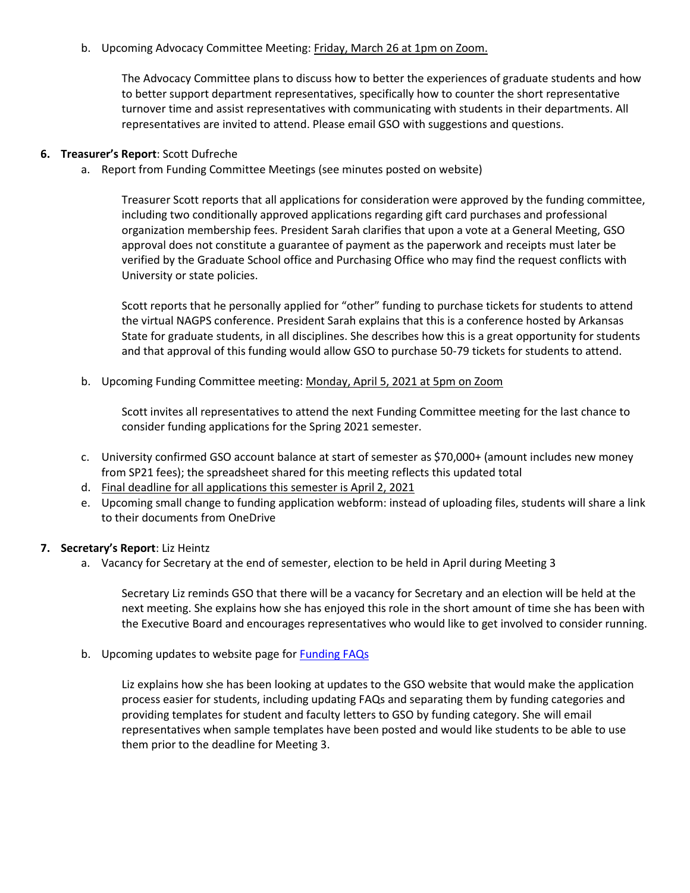b. Upcoming Advocacy Committee Meeting: Friday, March 26 at 1pm on Zoom.

The Advocacy Committee plans to discuss how to better the experiences of graduate students and how to better support department representatives, specifically how to counter the short representative turnover time and assist representatives with communicating with students in their departments. All representatives are invited to attend. Please email GSO with suggestions and questions.

**6. Treasurer's Report**: Scott Dufreche

a. Report from Funding Committee Meetings (see minutes posted on website)

Treasurer Scott reports that all applications for consideration were approved by the funding committee, including two conditionally approved applications regarding gift card purchases and professional organization membership fees. President Sarah clarifies that upon a vote at a General Meeting, GSO approval does not constitute a guarantee of payment as the paperwork and receipts must later be verified by the Graduate School office and Purchasing Office who may find the request conflicts with University or state policies.

Scott reports that he personally applied for "other" funding to purchase tickets for students to attend the virtual NAGPS conference. President Sarah explains that this is a conference hosted by Arkansas State for graduate students, in all disciplines. She describes how this is a great opportunity for students and that approval of this funding would allow GSO to purchase 50-79 tickets for students to attend.

b. Upcoming Funding Committee meeting: Monday, April 5, 2021 at 5pm on Zoom

Scott invites all representatives to attend the next Funding Committee meeting for the last chance to consider funding applications for the Spring 2021 semester.

c. University confirmed GSO account balance at start of semester as $70,000+ (amount includes new money from SP21 fees); the spreadsheet shared for this meeting reflects this updated total

d. Final deadline for all applications this semester is April 2, 2021

e. Upcoming small change to funding application webform: instead of uploading files, students will share a link to their documents from OneDrive

**7. Secretary's Report**: Liz Heintz

a. Vacancy for Secretary at the end of semester, election to be held in April during Meeting 3

Secretary Liz reminds GSO that there will be a vacancy for Secretary and an election will be held at the next meeting. She explains how she has enjoyed this role in the short amount of time she has been with the Executive Board and encourages representatives who would like to get involved to consider running.

b. Upcoming updates to website page for Funding FAQs

Liz explains how she has been looking at updates to the GSO website that would make the application process easier for students, including updating FAQs and separating them by funding categories and providing templates for student and faculty letters to GSO by funding category. She will email representatives when sample templates have been posted and would like students to be able to use them prior to the deadline for Meeting 3.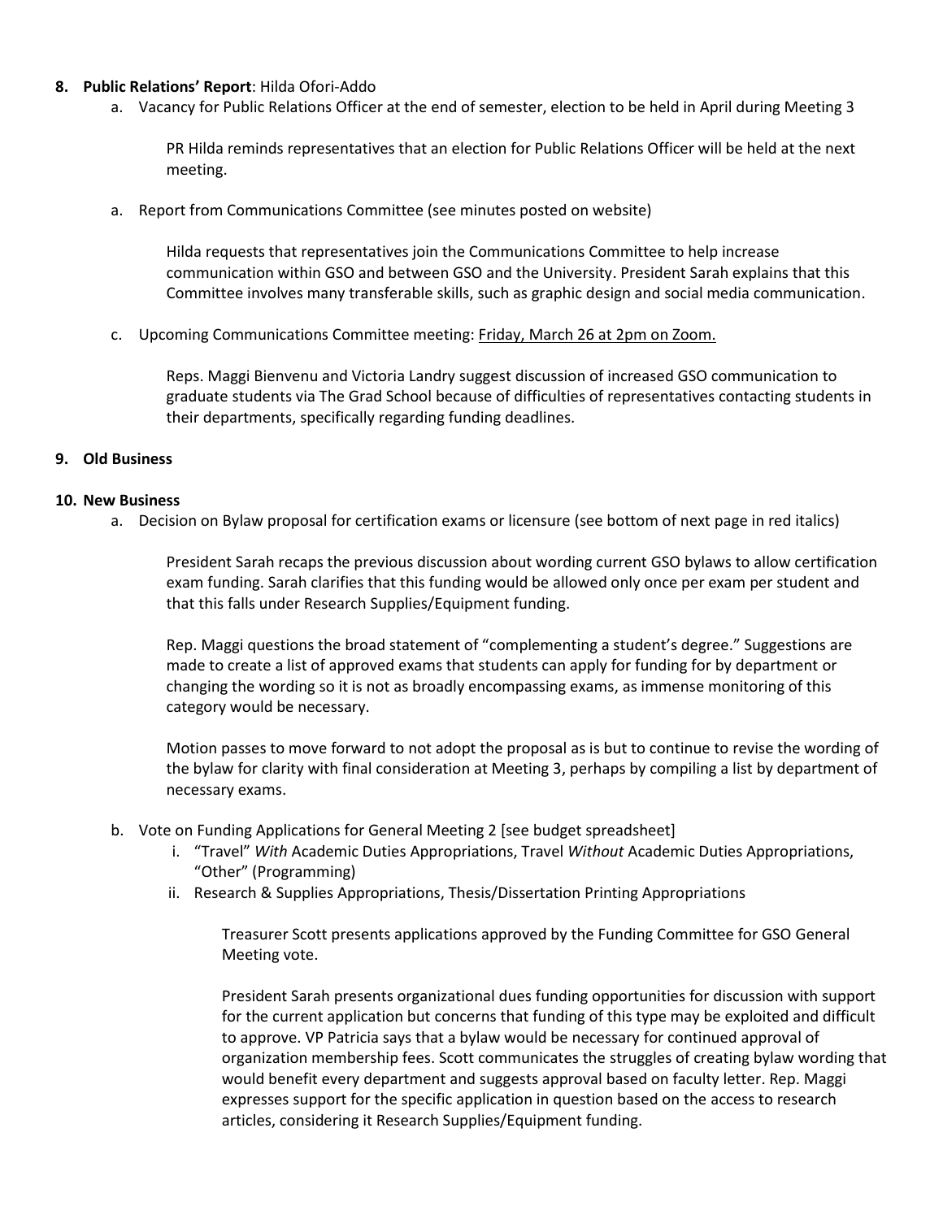**8. Public Relations' Report**: Hilda Ofori-Addo

a. Vacancy for Public Relations Officer at the end of semester, election to be held in April during Meeting 3

PR Hilda reminds representatives that an election for Public Relations Officer will be held at the next meeting.

a. Report from Communications Committee (see minutes posted on website)

Hilda requests that representatives join the Communications Committee to help increase communication within GSO and between GSO and the University. President Sarah explains that this Committee involves many transferable skills, such as graphic design and social media communication.

c. Upcoming Communications Committee meeting: <u>Friday, March 26 at 2pm on Zoom.</u>

Reps. Maggi Bienvenu and Victoria Landry suggest discussion of increased GSO communication to graduate students via The Grad School because of difficulties of representatives contacting students in their departments, specifically regarding funding deadlines.

**9. Old Business**

**10. New Business**

a. Decision on Bylaw proposal for certification exams or licensure (see bottom of next page in red italics)

President Sarah recaps the previous discussion about wording current GSO bylaws to allow certification exam funding. Sarah clarifies that this funding would be allowed only once per exam per student and that this falls under Research Supplies/Equipment funding.

Rep. Maggi questions the broad statement of "complementing a student's degree." Suggestions are made to create a list of approved exams that students can apply for funding for by department or changing the wording so it is not as broadly encompassing exams, as immense monitoring of this category would be necessary.

Motion passes to move forward to not adopt the proposal as is but to continue to revise the wording of the bylaw for clarity with final consideration at Meeting 3, perhaps by compiling a list by department of necessary exams.

b. Vote on Funding Applications for General Meeting 2 [see budget spreadsheet]

i. "Travel" *With* Academic Duties Appropriations, Travel *Without* Academic Duties Appropriations, "Other" (Programming)

ii. Research & Supplies Appropriations, Thesis/Dissertation Printing Appropriations

Treasurer Scott presents applications approved by the Funding Committee for GSO General Meeting vote.

President Sarah presents organizational dues funding opportunities for discussion with support for the current application but concerns that funding of this type may be exploited and difficult to approve. VP Patricia says that a bylaw would be necessary for continued approval of organization membership fees. Scott communicates the struggles of creating bylaw wording that would benefit every department and suggests approval based on faculty letter. Rep. Maggi expresses support for the specific application in question based on the access to research articles, considering it Research Supplies/Equipment funding.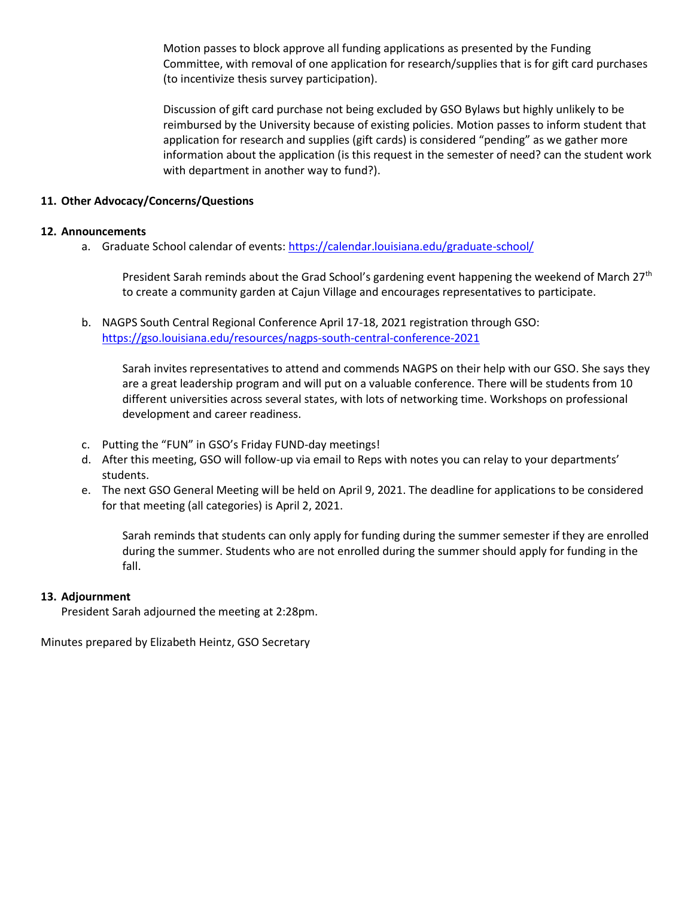Motion passes to block approve all funding applications as presented by the Funding Committee, with removal of one application for research/supplies that is for gift card purchases (to incentivize thesis survey participation).

Discussion of gift card purchase not being excluded by GSO Bylaws but highly unlikely to be reimbursed by the University because of existing policies. Motion passes to inform student that application for research and supplies (gift cards) is considered "pending" as we gather more information about the application (is this request in the semester of need? can the student work with department in another way to fund?).

**11. Other Advocacy/Concerns/Questions**

**12. Announcements**

a. Graduate School calendar of events: https://calendar.louisiana.edu/graduate-school/

   President Sarah reminds about the Grad School's gardening event happening the weekend of March 27th to create a community garden at Cajun Village and encourages representatives to participate.

b. NAGPS South Central Regional Conference April 17-18, 2021 registration through GSO: https://gso.louisiana.edu/resources/nagps-south-central-conference-2021

   Sarah invites representatives to attend and commends NAGPS on their help with our GSO. She says they are a great leadership program and will put on a valuable conference. There will be students from 10 different universities across several states, with lots of networking time. Workshops on professional development and career readiness.

c. Putting the "FUN" in GSO's Friday FUND-day meetings!

d. After this meeting, GSO will follow-up via email to Reps with notes you can relay to your departments' students.

e. The next GSO General Meeting will be held on April 9, 2021. The deadline for applications to be considered for that meeting (all categories) is April 2, 2021.

   Sarah reminds that students can only apply for funding during the summer semester if they are enrolled during the summer. Students who are not enrolled during the summer should apply for funding in the fall.

**13. Adjournment**

President Sarah adjourned the meeting at 2:28pm.

Minutes prepared by Elizabeth Heintz, GSO Secretary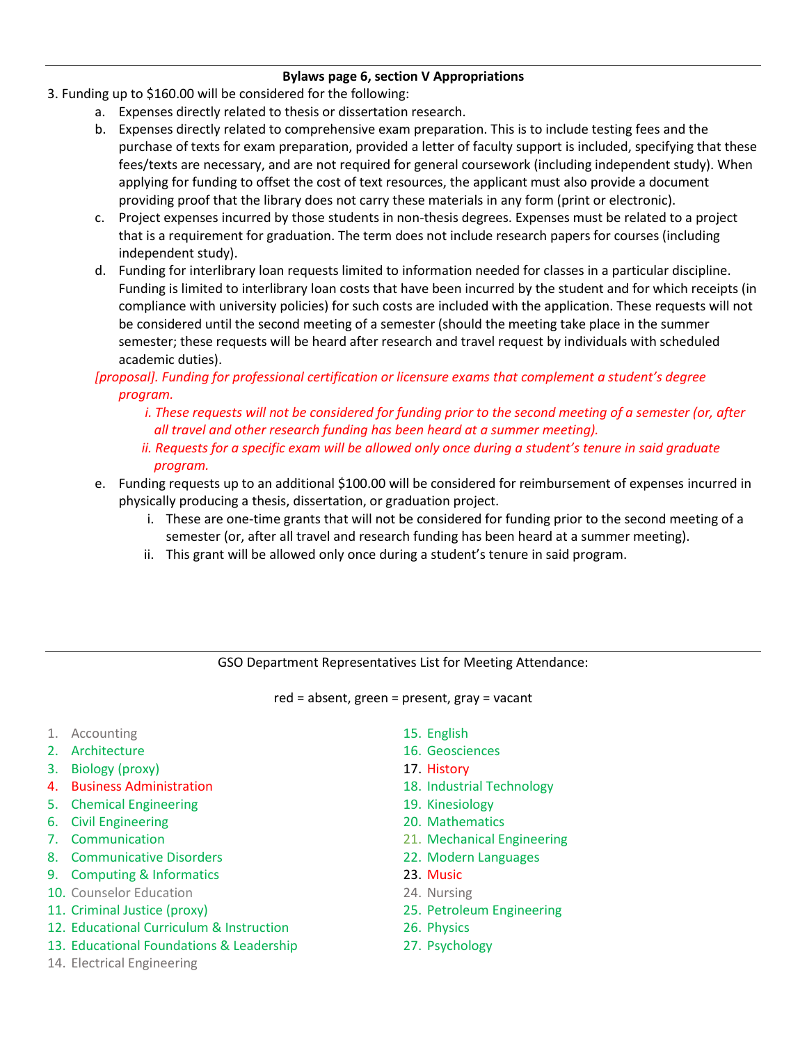**Bylaws page 6, section V Appropriations**

3. Funding up to $160.00 will be considered for the following:
   a. Expenses directly related to thesis or dissertation research.
   b. Expenses directly related to comprehensive exam preparation. This is to include testing fees and the purchase of texts for exam preparation, provided a letter of faculty support is included, specifying that these fees/texts are necessary, and are not required for general coursework (including independent study). When applying for funding to offset the cost of text resources, the applicant must also provide a document providing proof that the library does not carry these materials in any form (print or electronic).
   c. Project expenses incurred by those students in non-thesis degrees. Expenses must be related to a project that is a requirement for graduation. The term does not include research papers for courses (including independent study).
   d. Funding for interlibrary loan requests limited to information needed for classes in a particular discipline. Funding is limited to interlibrary loan costs that have been incurred by the student and for which receipts (in compliance with university policies) for such costs are included with the application. These requests will not be considered until the second meeting of a semester (should the meeting take place in the summer semester; these requests will be heard after research and travel request by individuals with scheduled academic duties).

   *[proposal]. Funding for professional certification or licensure exams that complement a student's degree program.*
      *i. These requests will not be considered for funding prior to the second meeting of a semester (or, after all travel and other research funding has been heard at a summer meeting).*
      *ii. Requests for a specific exam will be allowed only once during a student's tenure in said graduate program.*

   e. Funding requests up to an additional $100.00 will be considered for reimbursement of expenses incurred in physically producing a thesis, dissertation, or graduation project.
      i. These are one-time grants that will not be considered for funding prior to the second meeting of a semester (or, after all travel and research funding has been heard at a summer meeting).
      ii. This grant will be allowed only once during a student's tenure in said program.

---

GSO Department Representatives List for Meeting Attendance:

red = absent, green = present, gray = vacant

1. Accounting
2. Architecture
3. Biology (proxy)
4. Business Administration
5. Chemical Engineering
6. Civil Engineering
7. Communication
8. Communicative Disorders
9. Computing & Informatics
10. Counselor Education
11. Criminal Justice (proxy)
12. Educational Curriculum & Instruction
13. Educational Foundations & Leadership
14. Electrical Engineering
15. English
16. Geosciences
17. History
18. Industrial Technology
19. Kinesiology
20. Mathematics
21. Mechanical Engineering
22. Modern Languages
23. Music
24. Nursing
25. Petroleum Engineering
26. Physics
27. Psychology